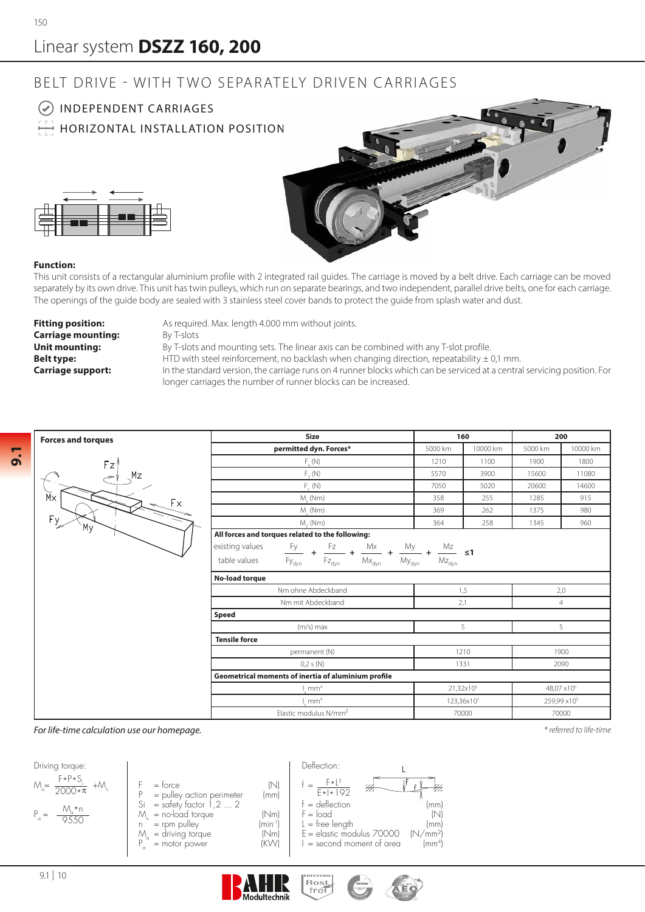// Linear system **DSZZ 160, 200**

## BELT DRIVE - WITH TWO SEPARATELY DRIVEN CARRIAGES

- INDEPENDENT CARRIAGES
- HORIZONTAL INSTALLATION POSITION

**Function:**
This unit consists of a rectangular aluminium profile with 2 integrated rail guides. The carriage is moved by a belt drive. Each carriage can be moved separately by its own drive. This unit has twin pulleys, which run on separate bearings, and two independent, parallel drive belts, one for each carriage. The openings of the guide body are sealed with 3 stainless steel cover bands to protect the guide from splash water and dust.

**Fitting position:** As required. Max. length 4.000 mm without joints.
**Carriage mounting:** By T-slots
**Unit mounting:** By T-slots and mounting sets. The linear axis can be combined with any T-slot profile.
**Belt type:** HTD with steel reinforcement, no backlash when changing direction, repeatability ± 0,1 mm.
**Carriage support:** In the standard version, the carriage runs on 4 runner blocks which can be serviced at a central servicing position. For longer carriages the number of runner blocks can be increased.

**Forces and torques**

| Size | 160 | | 200 | |
|---|---|---|---|---|
| **permitted dyn. Forces*** | 5000 km | 10000 km | 5000 km | 10000 km |
| $F_x$ (N) | 1210 | 1100 | 1900 | 1800 |
| $F_y$ (N) | 5570 | 3900 | 15600 | 11080 |
| $F_z$ (N) | 7050 | 5020 | 20600 | 14600 |
| $M_x$ (Nm) | 358 | 255 | 1285 | 915 |
| $M_y$ (Nm) | 369 | 262 | 1375 | 980 |
| $M_z$ (Nm) | 364 | 258 | 1345 | 960 |
| **No-load torque** | | | | |
| Nm ohne Abdeckband | 1,5 | | 2,0 | |
| Nm mit Abdeckband | 2,1 | | 4 | |
| **Speed** | | | | |
| (m/s) max | 5 | | 5 | |
| **Tensile force** | | | | |
| permanent (N) | 1210 | | 1900 | |
| 0,2 s (N) | 1331 | | 2090 | |
| **Geometrical moments of inertia of aluminium profile** | | | | |
| $I_y$ mm⁴ | 21,32x10⁵ | | 48,07 x10⁵ | |
| $I_x$ mm⁴ | 123,36x10⁵ | | 259,99 x10⁵ | |
| Elastic modulus N/mm² | 70000 | | 70000 | |

**All forces and torques related to the following:**

existing values / table values:

$$\frac{Fy}{Fy_{dyn}} + \frac{Fz}{Fz_{dyn}} + \frac{Mx}{Mx_{dyn}} + \frac{My}{My_{dyn}} + \frac{Mz}{Mz_{dyn}} \leq 1$$

*For life-time calculation use our homepage.*

*\* referred to life-time*

Driving torque:

$$M_a = \frac{F*P*S_i}{2000*\pi} + M_n$$

$$P_a = \frac{M_a*n}{9550}$$

- F = force (N)
- P = pulley action perimeter (mm)
- Si = safety factor 1,2 … 2
- $M_n$ = no-load torque (Nm)
- n = rpm pulley (min⁻¹)
- $M_a$ = driving torque (Nm)
- $P_a$ = motor power (KW)

Deflection:

$$f = \frac{F*L^3}{E*I*192}$$

- f = deflection (mm)
- F = load (N)
- L = free length (mm)
- E = elastic modulus 70000 (N/mm²)
- I = second moment of area (mm⁴)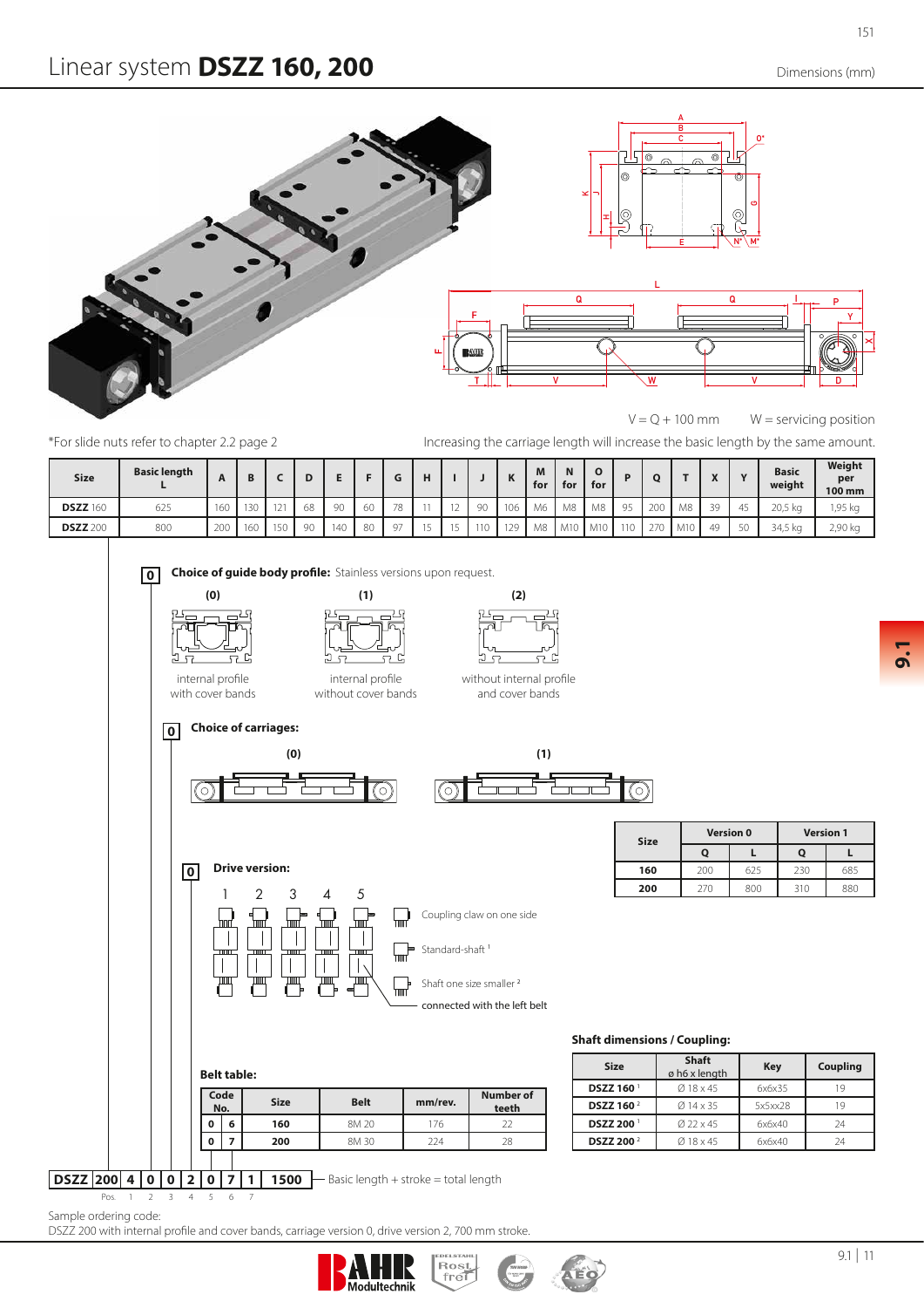# Linear system **DSZZ 160, 200**

Dimensions (mm)

V = Q + 100 mm    W = servicing position

*For slide nuts refer to chapter 2.2 page 2

Increasing the carriage length will increase the basic length by the same amount.

| Size | Basic length L | A | B | C | D | E | F | G | H | I | J | K | M for | N for | O for | P | Q | T | X | Y | Basic weight | Weight per 100 mm |
|---|---|---|---|---|---|---|---|---|---|---|---|---|---|---|---|---|---|---|---|---|---|---|
| **DSZZ** 160 | 625 | 160 | 130 | 121 | 68 | 90 | 60 | 78 | 11 | 12 | 90 | 106 | M6 | M8 | M8 | 95 | 200 | M8 | 39 | 45 | 20,5 kg | 1,95 kg |
| **DSZZ** 200 | 800 | 200 | 160 | 150 | 90 | 140 | 80 | 97 | 15 | 15 | 110 | 129 | M8 | M10 | M10 | 110 | 270 | M10 | 49 | 50 | 34,5 kg | 2,90 kg |

**0** **Choice of guide body profile:** Stainless versions upon request.

(0) internal profile with cover bands

(1) internal profile without cover bands

(2) without internal profile and cover bands

**0** **Choice of carriages:**

(0)

(1)

| Size | Version 0 | | Version 1 | |
|---|---|---|---|---|
| | Q | L | Q | L |
| **160** | 200 | 625 | 230 | 685 |
| **200** | 270 | 800 | 310 | 880 |

**0** **Drive version:**

1 2 3 4 5

Coupling claw on one side

Standard-shaft [1]

Shaft one size smaller [2]

connected with the left belt

**Shaft dimensions / Coupling:**

| Size | Shaft ø h6 x length | Key | Coupling |
|---|---|---|---|
| **DSZZ 160** [1] | Ø 18 x 45 | 6x6x35 | 19 |
| **DSZZ 160** [2] | Ø 14 x 35 | 5x5xx28 | 19 |
| **DSZZ 200** [1] | Ø 22 x 45 | 6x6x40 | 24 |
| **DSZZ 200** [2] | Ø 18 x 45 | 6x6x40 | 24 |

**Belt table:**

| Code No. | | Size | Belt | mm/rev. | Number of teeth |
|---|---|---|---|---|---|
| **0** | **6** | **160** | 8M 20 | 176 | 22 |
| **0** | **7** | **200** | 8M 30 | 224 | 28 |

| DSZZ | 200 | 4 | 0 | 0 | 2 | 0 | 7 | 1 | 1500 |
|---|---|---|---|---|---|---|---|---|---|
| Pos. | | 1 | 2 | 3 | 4 | 5 | 6 | 7 | |

Basic length + stroke = total length

Sample ordering code:
DSZZ 200 with internal profile and cover bands, carriage version 0, drive version 2, 700 mm stroke.